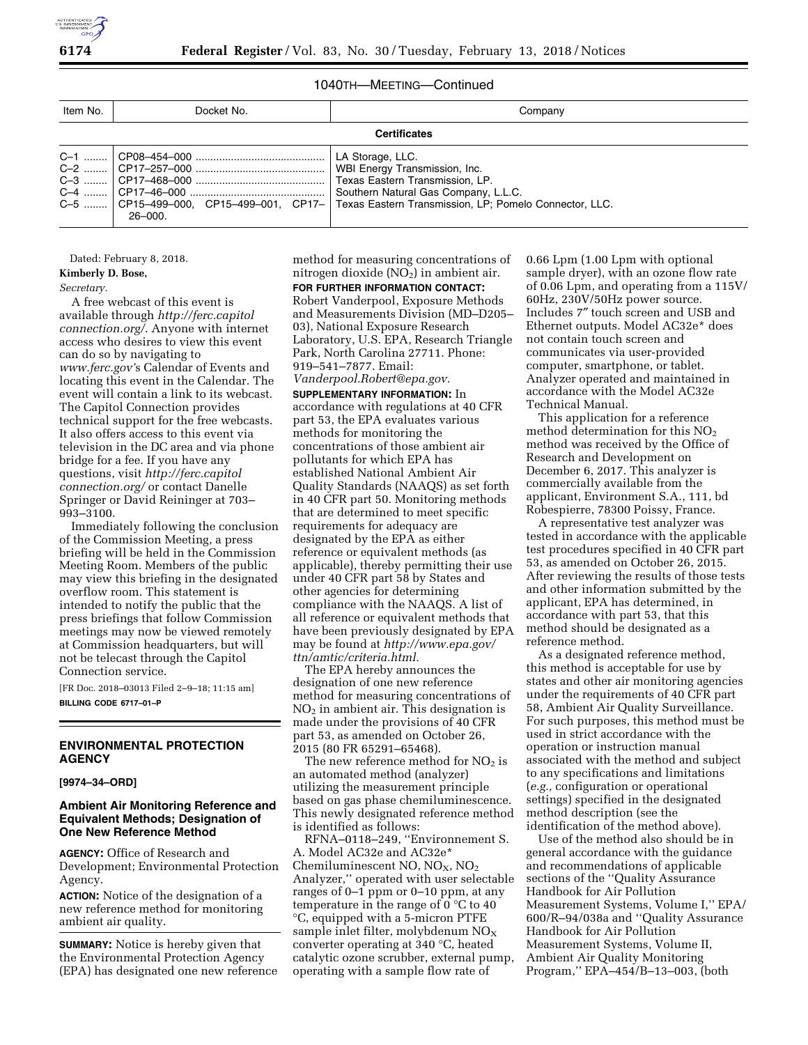1040TH—MEETING—Continued

| Item No. | Docket No. | Company |
|---|---|---|
| | **Certificates** | |
| C–1 | CP08–454–000 | LA Storage, LLC. |
| C–2 | CP17–257–000 | WBI Energy Transmission, Inc. |
| C–3 | CP17–468–000 | Texas Eastern Transmission, LP. |
| C–4 | CP17–46–000 | Southern Natural Gas Company, L.L.C. |
| C–5 | CP15–499–000, CP15–499–001, CP17–26–000. | Texas Eastern Transmission, LP; Pomelo Connector, LLC. |

Dated: February 8, 2018.

**Kimberly D. Bose,**

*Secretary.*

A free webcast of this event is available through *http://ferc.capitol connection.org/.* Anyone with internet access who desires to view this event can do so by navigating to *www.ferc.gov's* Calendar of Events and locating this event in the Calendar. The event will contain a link to its webcast. The Capitol Connection provides technical support for the free webcasts. It also offers access to this event via television in the DC area and via phone bridge for a fee. If you have any questions, visit *http://ferc.capitol connection.org/* or contact Danelle Springer or David Reininger at 703–993–3100.

Immediately following the conclusion of the Commission Meeting, a press briefing will be held in the Commission Meeting Room. Members of the public may view this briefing in the designated overflow room. This statement is intended to notify the public that the press briefings that follow Commission meetings may now be viewed remotely at Commission headquarters, but will not be telecast through the Capitol Connection service.

[FR Doc. 2018–03013 Filed 2–9–18; 11:15 am]

**BILLING CODE 6717–01–P**

## ENVIRONMENTAL PROTECTION AGENCY

**[9974–34–ORD]**

### Ambient Air Monitoring Reference and Equivalent Methods; Designation of One New Reference Method

**AGENCY:** Office of Research and Development; Environmental Protection Agency.

**ACTION:** Notice of the designation of a new reference method for monitoring ambient air quality.

**SUMMARY:** Notice is hereby given that the Environmental Protection Agency (EPA) has designated one new reference method for measuring concentrations of nitrogen dioxide ($NO_2$) in ambient air.

**FOR FURTHER INFORMATION CONTACT:** Robert Vanderpool, Exposure Methods and Measurements Division (MD–D205–03), National Exposure Research Laboratory, U.S. EPA, Research Triangle Park, North Carolina 27711. Phone: 919–541–7877. Email: *Vanderpool.Robert@epa.gov.*

**SUPPLEMENTARY INFORMATION:** In accordance with regulations at 40 CFR part 53, the EPA evaluates various methods for monitoring the concentrations of those ambient air pollutants for which EPA has established National Ambient Air Quality Standards (NAAQS) as set forth in 40 CFR part 50. Monitoring methods that are determined to meet specific requirements for adequacy are designated by the EPA as either reference or equivalent methods (as applicable), thereby permitting their use under 40 CFR part 58 by States and other agencies for determining compliance with the NAAQS. A list of all reference or equivalent methods that have been previously designated by EPA may be found at *http://www.epa.gov/ttn/amtic/criteria.html.*

The EPA hereby announces the designation of one new reference method for measuring concentrations of $NO_2$ in ambient air. This designation is made under the provisions of 40 CFR part 53, as amended on October 26, 2015 (80 FR 65291–65468).

The new reference method for $NO_2$ is an automated method (analyzer) utilizing the measurement principle based on gas phase chemiluminescence. This newly designated reference method is identified as follows:

RFNA–0118–249, ''Environnement S. A. Model AC32e and AC32e* Chemiluminescent NO, $NO_X$, $NO_2$ Analyzer,'' operated with user selectable ranges of 0–1 ppm or 0–10 ppm, at any temperature in the range of 0 °C to 40 °C, equipped with a 5-micron PTFE sample inlet filter, molybdenum $NO_X$ converter operating at 340 °C, heated catalytic ozone scrubber, external pump, operating with a sample flow rate of 0.66 Lpm (1.00 Lpm with optional sample dryer), with an ozone flow rate of 0.06 Lpm, and operating from a 115V/60Hz, 230V/50Hz power source. Includes 7″ touch screen and USB and Ethernet outputs. Model AC32e* does not contain touch screen and communicates via user-provided computer, smartphone, or tablet. Analyzer operated and maintained in accordance with the Model AC32e Technical Manual.

This application for a reference method determination for this $NO_2$ method was received by the Office of Research and Development on December 6, 2017. This analyzer is commercially available from the applicant, Environment S.A., 111, bd Robespierre, 78300 Poissy, France.

A representative test analyzer was tested in accordance with the applicable test procedures specified in 40 CFR part 53, as amended on October 26, 2015. After reviewing the results of those tests and other information submitted by the applicant, EPA has determined, in accordance with part 53, that this method should be designated as a reference method.

As a designated reference method, this method is acceptable for use by states and other air monitoring agencies under the requirements of 40 CFR part 58, Ambient Air Quality Surveillance. For such purposes, this method must be used in strict accordance with the operation or instruction manual associated with the method and subject to any specifications and limitations (*e.g.,* configuration or operational settings) specified in the designated method description (see the identification of the method above).

Use of the method also should be in general accordance with the guidance and recommendations of applicable sections of the ''Quality Assurance Handbook for Air Pollution Measurement Systems, Volume I,'' EPA/600/R–94/038a and ''Quality Assurance Handbook for Air Pollution Measurement Systems, Volume II, Ambient Air Quality Monitoring Program,'' EPA–454/B–13–003, (both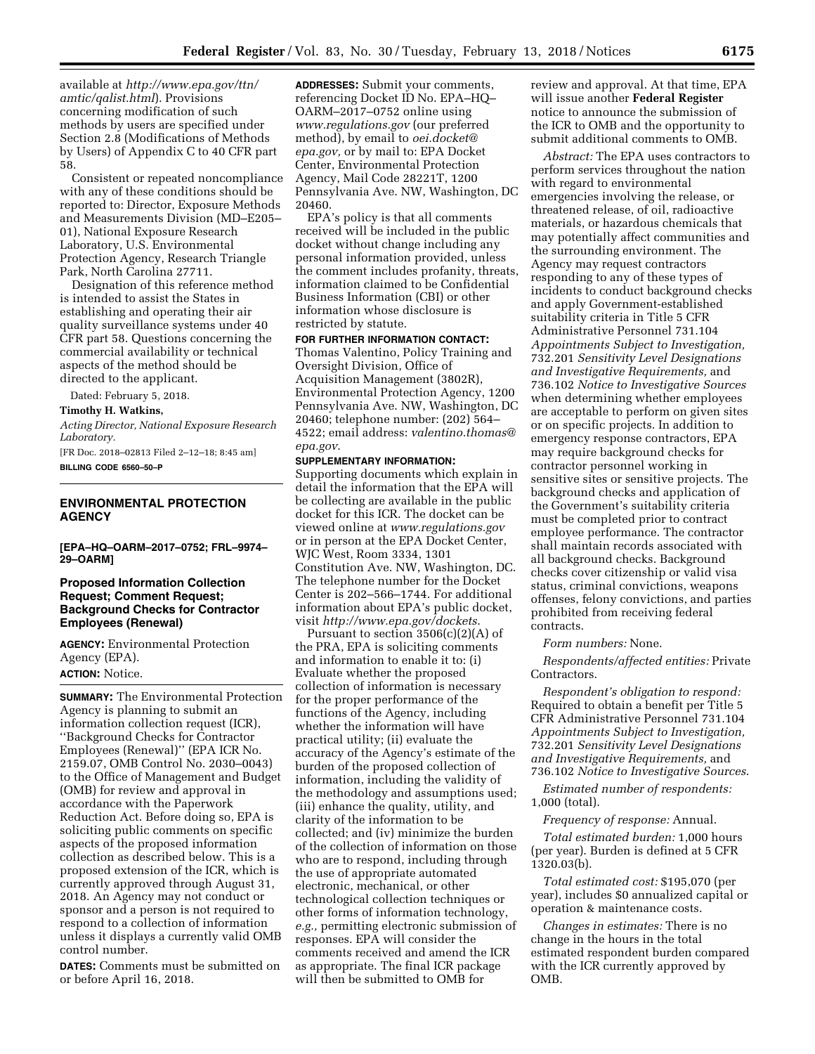available at *http://www.epa.gov/ttn/amtic/qalist.html*). Provisions concerning modification of such methods by users are specified under Section 2.8 (Modifications of Methods by Users) of Appendix C to 40 CFR part 58.

Consistent or repeated noncompliance with any of these conditions should be reported to: Director, Exposure Methods and Measurements Division (MD–E205–01), National Exposure Research Laboratory, U.S. Environmental Protection Agency, Research Triangle Park, North Carolina 27711.

Designation of this reference method is intended to assist the States in establishing and operating their air quality surveillance systems under 40 CFR part 58. Questions concerning the commercial availability or technical aspects of the method should be directed to the applicant.

Dated: February 5, 2018.

**Timothy H. Watkins,**

*Acting Director, National Exposure Research Laboratory.*

[FR Doc. 2018–02813 Filed 2–12–18; 8:45 am]

**BILLING CODE 6560–50–P**

## ENVIRONMENTAL PROTECTION AGENCY

**[EPA–HQ–OARM–2017–0752; FRL–9974–29–OARM]**

### Proposed Information Collection Request; Comment Request; Background Checks for Contractor Employees (Renewal)

**AGENCY:** Environmental Protection Agency (EPA).

**ACTION:** Notice.

**SUMMARY:** The Environmental Protection Agency is planning to submit an information collection request (ICR), ''Background Checks for Contractor Employees (Renewal)'' (EPA ICR No. 2159.07, OMB Control No. 2030–0043) to the Office of Management and Budget (OMB) for review and approval in accordance with the Paperwork Reduction Act. Before doing so, EPA is soliciting public comments on specific aspects of the proposed information collection as described below. This is a proposed extension of the ICR, which is currently approved through August 31, 2018. An Agency may not conduct or sponsor and a person is not required to respond to a collection of information unless it displays a currently valid OMB control number.

**DATES:** Comments must be submitted on or before April 16, 2018.

**ADDRESSES:** Submit your comments, referencing Docket ID No. EPA–HQ–OARM–2017–0752 online using *www.regulations.gov* (our preferred method), by email to *oei.docket@epa.gov,* or by mail to: EPA Docket Center, Environmental Protection Agency, Mail Code 28221T, 1200 Pennsylvania Ave. NW, Washington, DC 20460.

EPA's policy is that all comments received will be included in the public docket without change including any personal information provided, unless the comment includes profanity, threats, information claimed to be Confidential Business Information (CBI) or other information whose disclosure is restricted by statute.

**FOR FURTHER INFORMATION CONTACT:** Thomas Valentino, Policy Training and Oversight Division, Office of Acquisition Management (3802R), Environmental Protection Agency, 1200 Pennsylvania Ave. NW, Washington, DC 20460; telephone number: (202) 564–4522; email address: *valentino.thomas@epa.gov*.

**SUPPLEMENTARY INFORMATION:** Supporting documents which explain in detail the information that the EPA will be collecting are available in the public docket for this ICR. The docket can be viewed online at *www.regulations.gov* or in person at the EPA Docket Center, WJC West, Room 3334, 1301 Constitution Ave. NW, Washington, DC. The telephone number for the Docket Center is 202–566–1744. For additional information about EPA's public docket, visit *http://www.epa.gov/dockets*.

Pursuant to section 3506(c)(2)(A) of the PRA, EPA is soliciting comments and information to enable it to: (i) Evaluate whether the proposed collection of information is necessary for the proper performance of the functions of the Agency, including whether the information will have practical utility; (ii) evaluate the accuracy of the Agency's estimate of the burden of the proposed collection of information, including the validity of the methodology and assumptions used; (iii) enhance the quality, utility, and clarity of the information to be collected; and (iv) minimize the burden of the collection of information on those who are to respond, including through the use of appropriate automated electronic, mechanical, or other technological collection techniques or other forms of information technology, *e.g.,* permitting electronic submission of responses. EPA will consider the comments received and amend the ICR as appropriate. The final ICR package will then be submitted to OMB for review and approval. At that time, EPA will issue another **Federal Register** notice to announce the submission of the ICR to OMB and the opportunity to submit additional comments to OMB.

*Abstract:* The EPA uses contractors to perform services throughout the nation with regard to environmental emergencies involving the release, or threatened release, of oil, radioactive materials, or hazardous chemicals that may potentially affect communities and the surrounding environment. The Agency may request contractors responding to any of these types of incidents to conduct background checks and apply Government-established suitability criteria in Title 5 CFR Administrative Personnel 731.104 *Appointments Subject to Investigation,* 732.201 *Sensitivity Level Designations and Investigative Requirements,* and 736.102 *Notice to Investigative Sources* when determining whether employees are acceptable to perform on given sites or on specific projects. In addition to emergency response contractors, EPA may require background checks for contractor personnel working in sensitive sites or sensitive projects. The background checks and application of the Government's suitability criteria must be completed prior to contract employee performance. The contractor shall maintain records associated with all background checks. Background checks cover citizenship or valid visa status, criminal convictions, weapons offenses, felony convictions, and parties prohibited from receiving federal contracts.

*Form numbers:* None.

*Respondents/affected entities:* Private Contractors.

*Respondent's obligation to respond:* Required to obtain a benefit per Title 5 CFR Administrative Personnel 731.104 *Appointments Subject to Investigation,* 732.201 *Sensitivity Level Designations and Investigative Requirements,* and 736.102 *Notice to Investigative Sources*.

*Estimated number of respondents:* 1,000 (total).

*Frequency of response:* Annual.

*Total estimated burden:* 1,000 hours (per year). Burden is defined at 5 CFR 1320.03(b).

*Total estimated cost:* $195,070 (per year), includes $0 annualized capital or operation & maintenance costs.

*Changes in estimates:* There is no change in the hours in the total estimated respondent burden compared with the ICR currently approved by OMB.